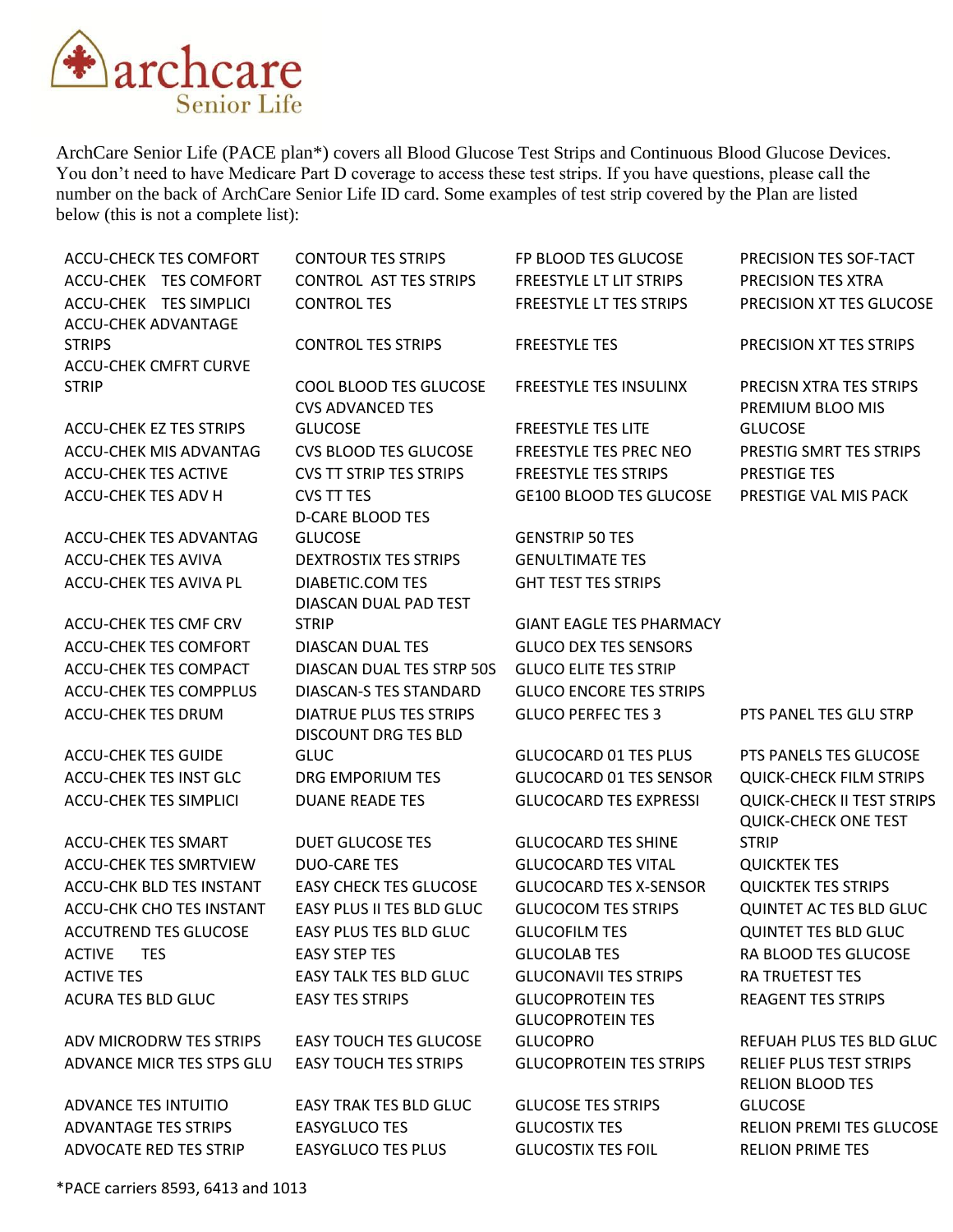archcare Senior Life

ArchCare Senior Life (PACE plan*) covers all Blood Glucose Test Strips and Continuous Blood Glucose Devices. You don't need to have Medicare Part D coverage to access these test strips. If you have questions, please call the number on the back of ArchCare Senior Life ID card. Some examples of test strip covered by the Plan are listed below (this is not a complete list):

ACCU-CHECK TES COMFORT
ACCU-CHEK TES COMFORT
ACCU-CHEK TES SIMPLICI
ACCU-CHEK ADVANTAGE STRIPS
ACCU-CHEK CMFRT CURVE STRIP
ACCU-CHEK EZ TES STRIPS
ACCU-CHEK MIS ADVANTAG
ACCU-CHEK TES ACTIVE
ACCU-CHEK TES ADV H
ACCU-CHEK TES ADVANTAG
ACCU-CHEK TES AVIVA
ACCU-CHEK TES AVIVA PL
ACCU-CHEK TES CMF CRV
ACCU-CHEK TES COMFORT
ACCU-CHEK TES COMPACT
ACCU-CHEK TES COMPPLUS
ACCU-CHEK TES DRUM
ACCU-CHEK TES GUIDE
ACCU-CHEK TES INST GLC
ACCU-CHEK TES SIMPLICI
ACCU-CHEK TES SMART
ACCU-CHEK TES SMRTVIEW
ACCU-CHK BLD TES INSTANT
ACCU-CHK CHO TES INSTANT
ACCUTREND TES GLUCOSE
ACTIVE TES
ACTIVE TES
ACURA TES BLD GLUC
ADV MICRODRW TES STRIPS
ADVANCE MICR TES STPS GLU
ADVANCE TES INTUITIO
ADVANTAGE TES STRIPS
ADVOCATE RED TES STRIP

CONTOUR TES STRIPS
CONTROL AST TES STRIPS
CONTROL TES
CONTROL TES STRIPS
COOL BLOOD TES GLUCOSE
CVS ADVANCED TES GLUCOSE
CVS BLOOD TES GLUCOSE
CVS TT STRIP TES STRIPS
CVS TT TES
D-CARE BLOOD TES GLUCOSE
DEXTROSTIX TES STRIPS
DIABETIC.COM TES
DIASCAN DUAL PAD TEST STRIP
DIASCAN DUAL TES
DIASCAN DUAL TES STRP 50S
DIASCAN-S TES STANDARD
DIATRUE PLUS TES STRIPS
DISCOUNT DRG TES BLD GLUC
DRG EMPORIUM TES
DUANE READE TES
DUET GLUCOSE TES
DUO-CARE TES
EASY CHECK TES GLUCOSE
EASY PLUS II TES BLD GLUC
EASY PLUS TES BLD GLUC
EASY STEP TES
EASY TALK TES BLD GLUC
EASY TES STRIPS
EASY TOUCH TES GLUCOSE
EASY TOUCH TES STRIPS
EASY TRAK TES BLD GLUC
EASYGLUCO TES
EASYGLUCO TES PLUS

FP BLOOD TES GLUCOSE
FREESTYLE LT LIT STRIPS
FREESTYLE LT TES STRIPS
FREESTYLE TES
FREESTYLE TES INSULINX
FREESTYLE TES LITE
FREESTYLE TES PREC NEO
FREESTYLE TES STRIPS
GE100 BLOOD TES GLUCOSE
GENSTRIP 50 TES
GENULTIMATE TES
GHT TEST TES STRIPS
GIANT EAGLE TES PHARMACY
GLUCO DEX TES SENSORS
GLUCO ELITE TES STRIP
GLUCO ENCORE TES STRIPS
GLUCO PERFEC TES 3
GLUCOCARD 01 TES PLUS
GLUCOCARD 01 TES SENSOR
GLUCOCARD TES EXPRESSI
GLUCOCARD TES SHINE
GLUCOCARD TES VITAL
GLUCOCARD TES X-SENSOR
GLUCOCOM TES STRIPS
GLUCOFILM TES
GLUCOLAB TES
GLUCONAVII TES STRIPS
GLUCOPROTEIN TES
GLUCOPROTEIN TES GLUCOPRO
GLUCOPROTEIN TES STRIPS
GLUCOSE TES STRIPS
GLUCOSTIX TES
GLUCOSTIX TES FOIL

PRECISION TES SOF-TACT
PRECISION TES XTRA
PRECISION XT TES GLUCOSE
PRECISION XT TES STRIPS
PRECISN XTRA TES STRIPS
PREMIUM BLOO MIS GLUCOSE
PRESTIG SMRT TES STRIPS
PRESTIGE TES
PRESTIGE VAL MIS PACK
PTS PANEL TES GLU STRP
PTS PANELS TES GLUCOSE
QUICK-CHECK FILM STRIPS
QUICK-CHECK II TEST STRIPS
QUICK-CHECK ONE TEST STRIP
QUICKTEK TES
QUICKTEK TES STRIPS
QUINTET AC TES BLD GLUC
QUINTET TES BLD GLUC
RA BLOOD TES GLUCOSE
RA TRUETEST TES
REAGENT TES STRIPS
REFUAH PLUS TES BLD GLUC
RELIEF PLUS TEST STRIPS
RELION BLOOD TES GLUCOSE
RELION PREMI TES GLUCOSE
RELION PRIME TES

*PACE carriers 8593, 6413 and 1013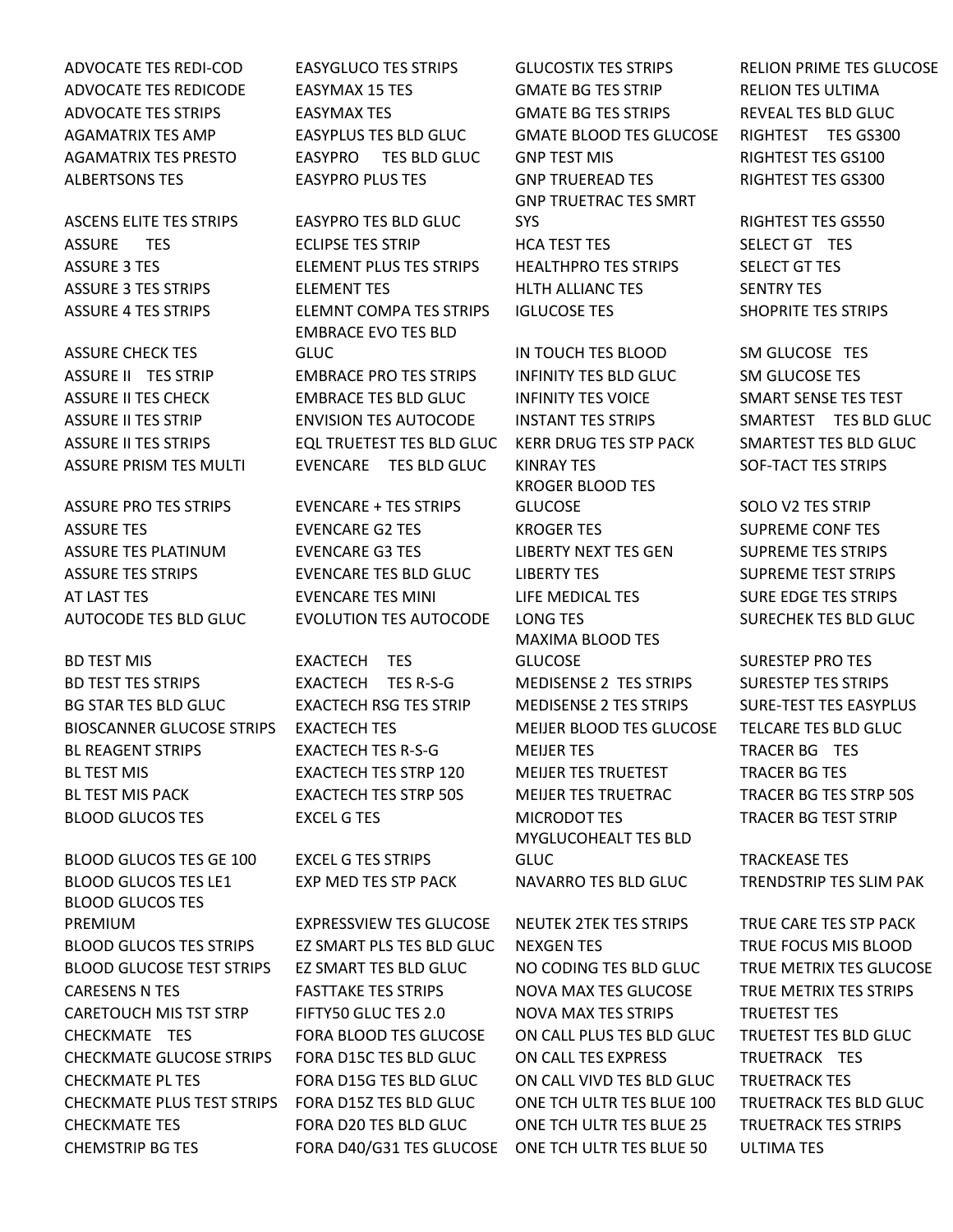ADVOCATE TES REDI-COD
ADVOCATE TES REDICODE
ADVOCATE TES STRIPS
AGAMATRIX TES AMP
AGAMATRIX TES PRESTO
ALBERTSONS TES
ASCENS ELITE TES STRIPS
ASSURE TES
ASSURE 3 TES
ASSURE 3 TES STRIPS
ASSURE 4 TES STRIPS
ASSURE CHECK TES
ASSURE II TES STRIP
ASSURE II TES CHECK
ASSURE II TES STRIP
ASSURE II TES STRIPS
ASSURE PRISM TES MULTI
ASSURE PRO TES STRIPS
ASSURE TES
ASSURE TES PLATINUM
ASSURE TES STRIPS
AT LAST TES
AUTOCODE TES BLD GLUC
BD TEST MIS
BD TEST TES STRIPS
BG STAR TES BLD GLUC
BIOSCANNER GLUCOSE STRIPS
BL REAGENT STRIPS
BL TEST MIS
BL TEST MIS PACK
BLOOD GLUCOS TES
BLOOD GLUCOS TES GE 100
BLOOD GLUCOS TES LE1
BLOOD GLUCOS TES PREMIUM
BLOOD GLUCOS TES STRIPS
BLOOD GLUCOSE TEST STRIPS
CARESENS N TES
CARETOUCH MIS TST STRP
CHECKMATE TES
CHECKMATE GLUCOSE STRIPS
CHECKMATE PL TES
CHECKMATE PLUS TEST STRIPS
CHECKMATE TES
CHEMSTRIP BG TES

EASYGLUCO TES STRIPS
EASYMAX 15 TES
EASYMAX TES
EASYPLUS TES BLD GLUC
EASYPRO TES BLD GLUC
EASYPRO PLUS TES
EASYPRO TES BLD GLUC
ECLIPSE TES STRIP
ELEMENT PLUS TES STRIPS
ELEMENT TES
ELEMNT COMPA TES STRIPS
EMBRACE EVO TES BLD GLUC
EMBRACE PRO TES STRIPS
EMBRACE TES BLD GLUC
ENVISION TES AUTOCODE
EQL TRUETEST TES BLD GLUC
EVENCARE TES BLD GLUC
EVENCARE + TES STRIPS
EVENCARE G2 TES
EVENCARE G3 TES
EVENCARE TES BLD GLUC
EVENCARE TES MINI
EVOLUTION TES AUTOCODE
EXACTECH TES
EXACTECH TES R-S-G
EXACTECH RSG TES STRIP
EXACTECH TES
EXACTECH TES R-S-G
EXACTECH TES STRP 120
EXACTECH TES STRP 50S
EXCEL G TES
EXCEL G TES STRIPS
EXP MED TES STP PACK
EXPRESSVIEW TES GLUCOSE
EZ SMART PLS TES BLD GLUC
EZ SMART TES BLD GLUC
FASTTAKE TES STRIPS
FIFTY50 GLUC TES 2.0
FORA BLOOD TES GLUCOSE
FORA D15C TES BLD GLUC
FORA D15G TES BLD GLUC
FORA D15Z TES BLD GLUC
FORA D20 TES BLD GLUC
FORA D40/G31 TES GLUCOSE

GLUCOSTIX TES STRIPS
GMATE BG TES STRIP
GMATE BG TES STRIPS
GMATE BLOOD TES GLUCOSE
GNP TEST MIS
GNP TRUEREAD TES
GNP TRUETRAC TES SMRT SYS
HCA TEST TES
HEALTHPRO TES STRIPS
HLTH ALLIANC TES
IGLUCOSE TES
IN TOUCH TES BLOOD
INFINITY TES BLD GLUC
INFINITY TES VOICE
INSTANT TES STRIPS
KERR DRUG TES STP PACK
KINRAY TES
KROGER BLOOD TES GLUCOSE
KROGER TES
LIBERTY NEXT TES GEN
LIBERTY TES
LIFE MEDICAL TES
LONG TES
MAXIMA BLOOD TES GLUCOSE
MEDISENSE 2 TES STRIPS
MEDISENSE 2 TES STRIPS
MEIJER BLOOD TES GLUCOSE
MEIJER TES
MEIJER TES TRUETEST
MEIJER TES TRUETRAC
MICRODOT TES
MYGLUCOHEALT TES BLD GLUC
NAVARRO TES BLD GLUC
NEUTEK 2TEK TES STRIPS
NEXGEN TES
NO CODING TES BLD GLUC
NOVA MAX TES GLUCOSE
NOVA MAX TES STRIPS
ON CALL PLUS TES BLD GLUC
ON CALL TES EXPRESS
ON CALL VIVD TES BLD GLUC
ONE TCH ULTR TES BLUE 100
ONE TCH ULTR TES BLUE 25
ONE TCH ULTR TES BLUE 50

RELION PRIME TES GLUCOSE
RELION TES ULTIMA
REVEAL TES BLD GLUC
RIGHTEST TES GS300
RIGHTEST TES GS100
RIGHTEST TES GS300
RIGHTEST TES GS550
SELECT GT TES
SELECT GT TES
SENTRY TES
SHOPRITE TES STRIPS
SM GLUCOSE TES
SM GLUCOSE TES
SMART SENSE TES TEST
SMARTEST TES BLD GLUC
SMARTEST TES BLD GLUC
SOF-TACT TES STRIPS
SOLO V2 TES STRIP
SUPREME CONF TES
SUPREME TES STRIPS
SUPREME TEST STRIPS
SURE EDGE TES STRIPS
SURECHEK TES BLD GLUC
SURESTEP PRO TES
SURESTEP TES STRIPS
SURE-TEST TES EASYPLUS
TELCARE TES BLD GLUC
TRACER BG TES
TRACER BG TES
TRACER BG TES STRP 50S
TRACER BG TEST STRIP
TRACKEASE TES
TRENDSTRIP TES SLIM PAK
TRUE CARE TES STP PACK
TRUE FOCUS MIS BLOOD
TRUE METRIX TES GLUCOSE
TRUE METRIX TES STRIPS
TRUETEST TES
TRUETEST TES BLD GLUC
TRUETRACK TES
TRUETRACK TES
TRUETRACK TES BLD GLUC
TRUETRACK TES STRIPS
ULTIMA TES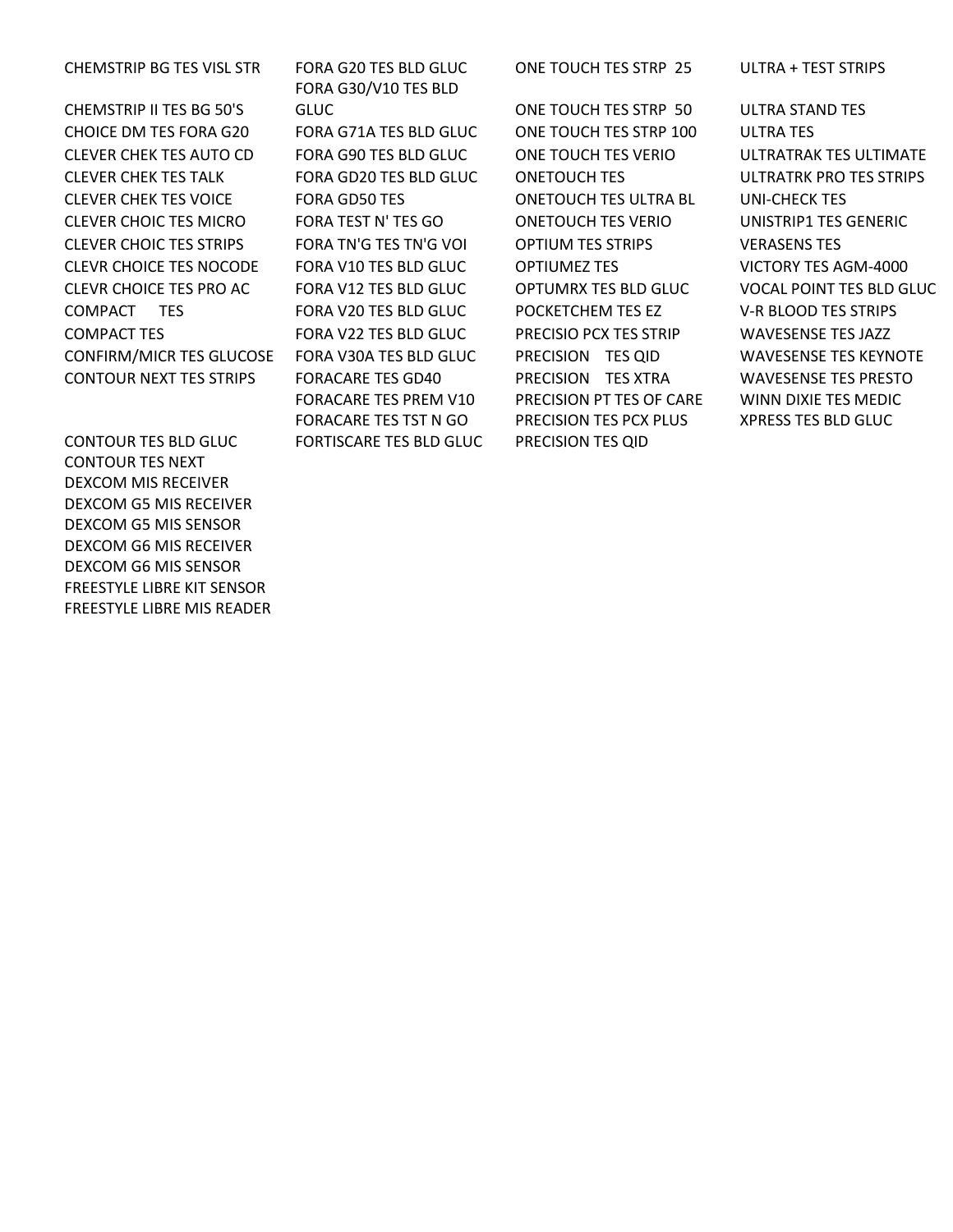CHEMSTRIP BG TES VISL STR
CHEMSTRIP II TES BG 50'S
CHOICE DM TES FORA G20
CLEVER CHEK TES AUTO CD
CLEVER CHEK TES TALK
CLEVER CHEK TES VOICE
CLEVER CHOIC TES MICRO
CLEVER CHOIC TES STRIPS
CLEVR CHOICE TES NOCODE
CLEVR CHOICE TES PRO AC
COMPACT TES
COMPACT TES
CONFIRM/MICR TES GLUCOSE
CONTOUR NEXT TES STRIPS
CONTOUR TES BLD GLUC
CONTOUR TES NEXT
DEXCOM MIS RECEIVER
DEXCOM G5 MIS RECEIVER
DEXCOM G5 MIS SENSOR
DEXCOM G6 MIS RECEIVER
DEXCOM G6 MIS SENSOR
FREESTYLE LIBRE KIT SENSOR
FREESTYLE LIBRE MIS READER
FORA G20 TES BLD GLUC
FORA G30/V10 TES BLD GLUC
FORA G71A TES BLD GLUC
FORA G90 TES BLD GLUC
FORA GD20 TES BLD GLUC
FORA GD50 TES
FORA TEST N' TES GO
FORA TN'G TES TN'G VOI
FORA V10 TES BLD GLUC
FORA V12 TES BLD GLUC
FORA V20 TES BLD GLUC
FORA V22 TES BLD GLUC
FORA V30A TES BLD GLUC
FORACARE TES GD40
FORACARE TES PREM V10
FORACARE TES TST N GO
FORTISCARE TES BLD GLUC
ONE TOUCH TES STRP 25
ONE TOUCH TES STRP 50
ONE TOUCH TES STRP 100
ONE TOUCH TES VERIO
ONETOUCH TES
ONETOUCH TES ULTRA BL
ONETOUCH TES VERIO
OPTIUM TES STRIPS
OPTIUMEZ TES
OPTUMRX TES BLD GLUC
POCKETCHEM TES EZ
PRECISIO PCX TES STRIP
PRECISION TES QID
PRECISION TES XTRA
PRECISION PT TES OF CARE
PRECISION TES PCX PLUS
PRECISION TES QID
ULTRA + TEST STRIPS
ULTRA STAND TES
ULTRA TES
ULTRATRAK TES ULTIMATE
ULTRATRK PRO TES STRIPS
UNI-CHECK TES
UNISTRIP1 TES GENERIC
VERASENS TES
VICTORY TES AGM-4000
VOCAL POINT TES BLD GLUC
V-R BLOOD TES STRIPS
WAVESENSE TES JAZZ
WAVESENSE TES KEYNOTE
WAVESENSE TES PRESTO
WINN DIXIE TES MEDIC
XPRESS TES BLD GLUC